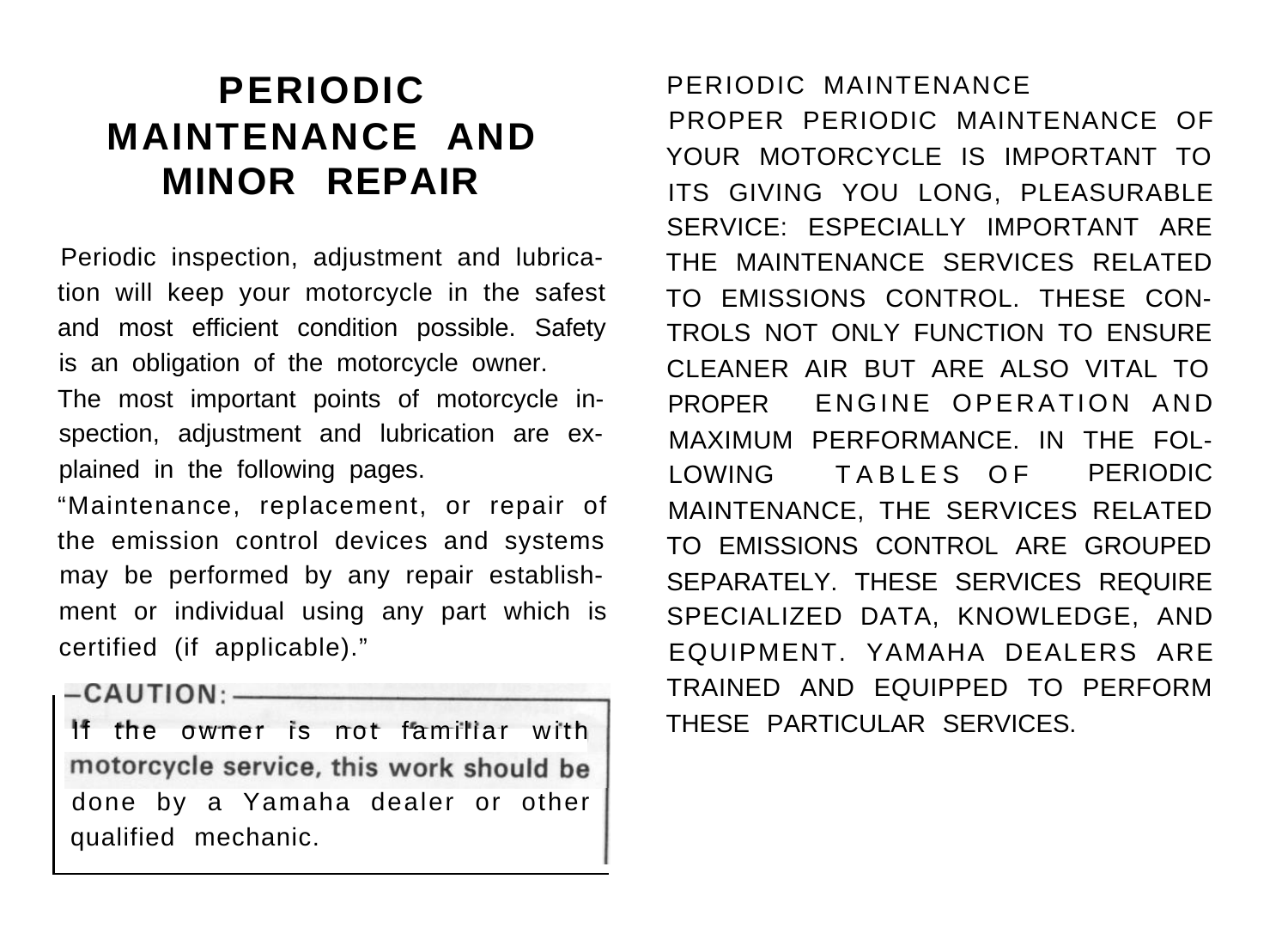# PERIODIC MAINTENANCE AND MINOR REPAIR

Periodic inspection, adjustment and lubrication will keep your motorcycle in the safest and most efficient condition possible. Safety is an obligation of the motorcycle owner.

The most important points of motorcycle inspection, adjustment and lubrication are explained in the following pages.

"Maintenance, replacement, or repair of the emission control devices and systems may be performed by any repair establishment or individual using any part which is certified (if applicable)."

**CAUTION:**

If the owner is not familiar with motorcycle service, this work should be done by a Yamaha dealer or other qualified mechanic.

PERIODIC MAINTENANCE

PROPER PERIODIC MAINTENANCE OF YOUR MOTORCYCLE IS IMPORTANT TO ITS GIVING YOU LONG, PLEASURABLE SERVICE: ESPECIALLY IMPORTANT ARE THE MAINTENANCE SERVICES RELATED TO EMISSIONS CONTROL. THESE CONTROLS NOT ONLY FUNCTION TO ENSURE CLEANER AIR BUT ARE ALSO VITAL TO PROPER ENGINE OPERATION AND MAXIMUM PERFORMANCE. IN THE FOLLOWING TABLES OF PERIODIC MAINTENANCE, THE SERVICES RELATED TO EMISSIONS CONTROL ARE GROUPED SEPARATELY. THESE SERVICES REQUIRE SPECIALIZED DATA, KNOWLEDGE, AND EQUIPMENT. YAMAHA DEALERS ARE TRAINED AND EQUIPPED TO PERFORM THESE PARTICULAR SERVICES.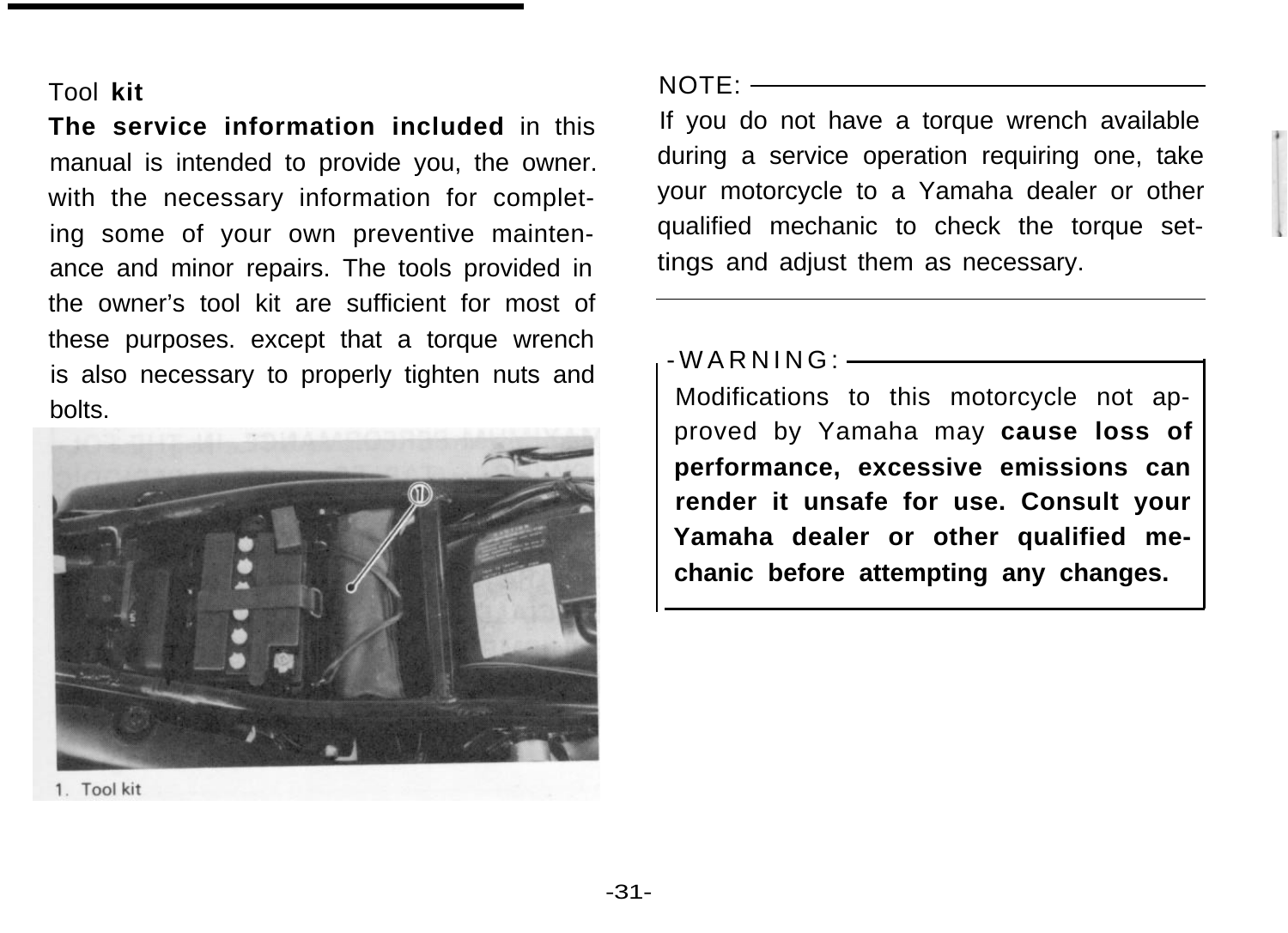## Tool kit

The service information included in this manual is intended to provide you, the owner. with the necessary information for completing some of your own preventive maintenance and minor repairs. The tools provided in the owner's tool kit are sufficient for most of these purposes. except that a torque wrench is also necessary to properly tighten nuts and bolts.

1. Tool kit

NOTE:

If you do not have a torque wrench available during a service operation requiring one, take your motorcycle to a Yamaha dealer or other qualified mechanic to check the torque settings and adjust them as necessary.

WARNING:

Modifications to this motorcycle not approved by Yamaha may **cause loss of performance, excessive emissions can render it unsafe for use. Consult your Yamaha dealer or other qualified mechanic before attempting any changes.**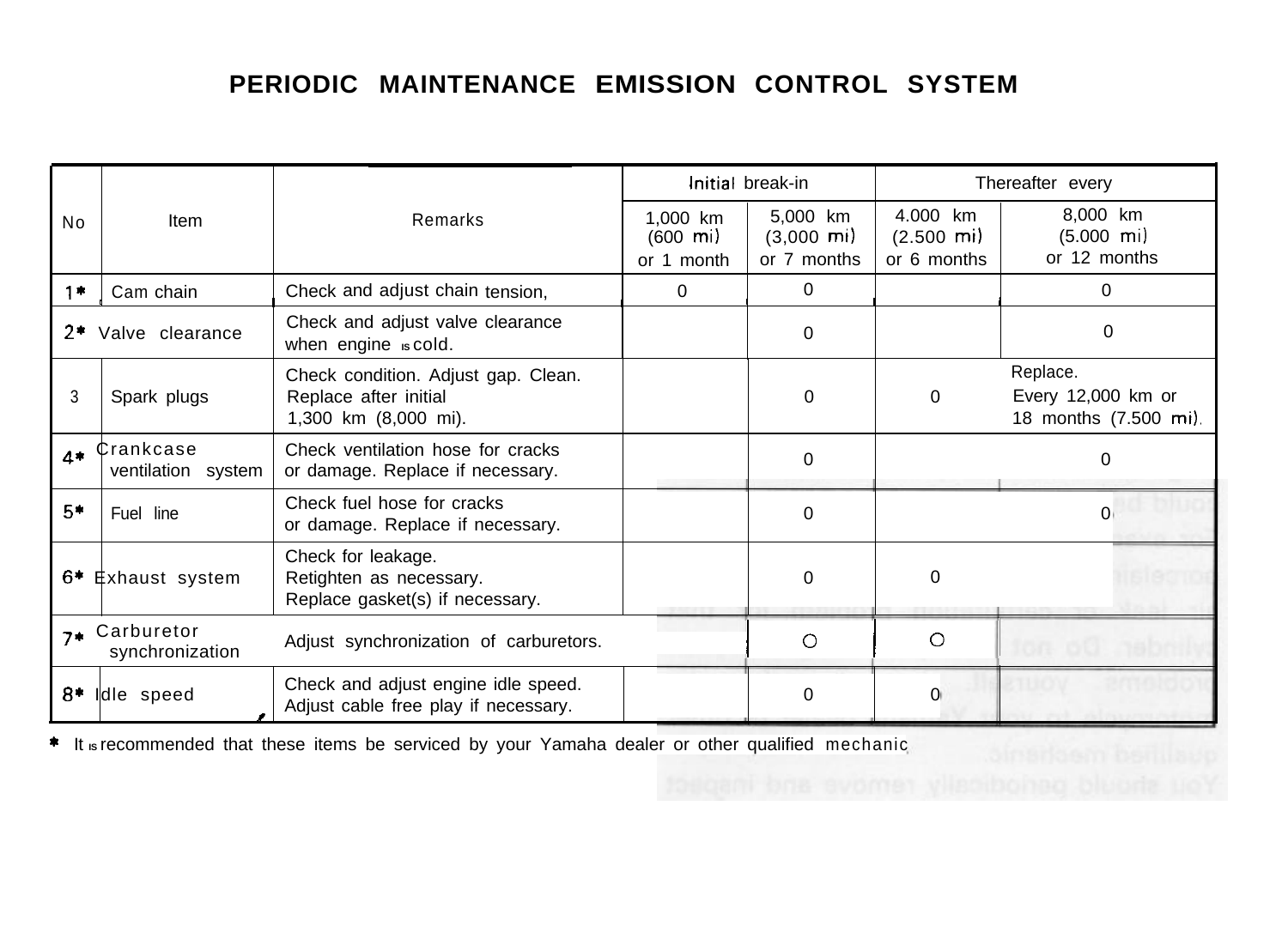# PERIODIC MAINTENANCE EMISSION CONTROL SYSTEM

| No | Item | Remarks | Initial break-in | | Thereafter every | |
|---|---|---|---|---|---|---|
| | | | 1,000 km (600 mi) or 1 month | 5,000 km (3,000 mi) or 7 months | 4.000 km (2.500 mi) or 6 months | 8,000 km (5.000 mi) or 12 months |
| 1* | Cam chain | Check and adjust chain tension, | 0 | 0 | | 0 |
| 2* | Valve clearance | Check and adjust valve clearance when engine is cold. | | 0 | | 0 |
| 3 | Spark plugs | Check condition. Adjust gap. Clean. Replace after initial 1,300 km (8,000 mi). | | 0 | 0 | Replace. Every 12,000 km or 18 months (7.500 mi). |
| 4* | Crankcase ventilation system | Check ventilation hose for cracks or damage. Replace if necessary. | | 0 | | 0 |
| 5* | Fuel line | Check fuel hose for cracks or damage. Replace if necessary. | | 0 | | 0 |
| 6* | Exhaust system | Check for leakage. Retighten as necessary. Replace gasket(s) if necessary. | | 0 | 0 | |
| 7* | Carburetor synchronization | Adjust synchronization of carburetors. | | O | O | |
| 8* | Idle speed | Check and adjust engine idle speed. Adjust cable free play if necessary. | | 0 | 0 | |

* It is recommended that these items be serviced by your Yamaha dealer or other qualified mechanic.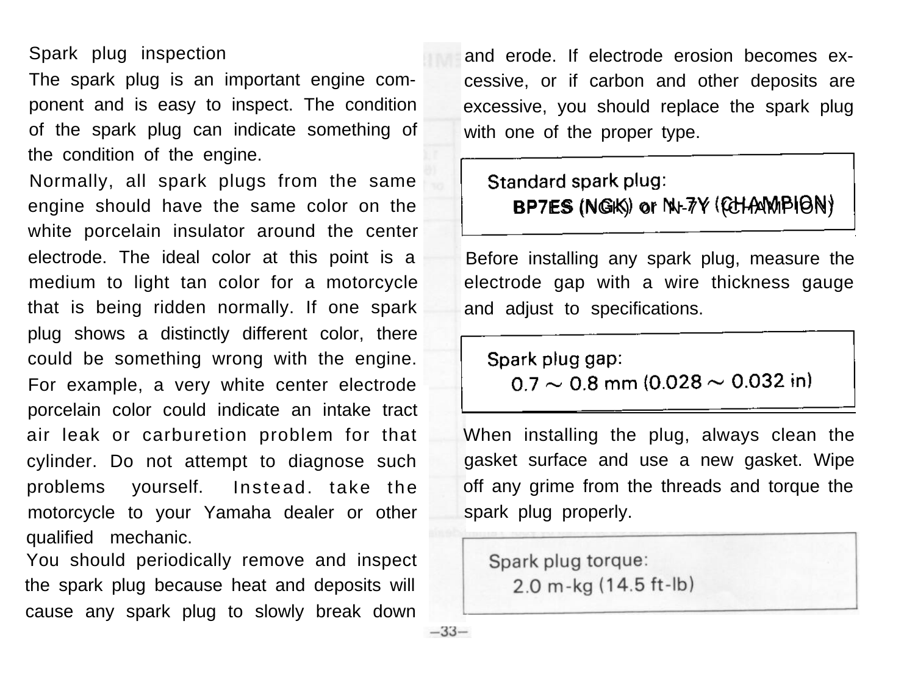### Spark plug inspection

The spark plug is an important engine component and is easy to inspect. The condition of the spark plug can indicate something of the condition of the engine.

Normally, all spark plugs from the same engine should have the same color on the white porcelain insulator around the center electrode. The ideal color at this point is a medium to light tan color for a motorcycle that is being ridden normally. If one spark plug shows a distinctly different color, there could be something wrong with the engine. For example, a very white center electrode porcelain color could indicate an intake tract air leak or carburetion problem for that cylinder. Do not attempt to diagnose such problems yourself. Instead. take the motorcycle to your Yamaha dealer or other qualified mechanic.

You should periodically remove and inspect the spark plug because heat and deposits will cause any spark plug to slowly break down and erode. If electrode erosion becomes excessive, or if carbon and other deposits are excessive, you should replace the spark plug with one of the proper type.

| Standard spark plug: |
|---|
| **BP7ES (NGK) or N-7Y (CHAMPION)** |

Before installing any spark plug, measure the electrode gap with a wire thickness gauge and adjust to specifications.

| Spark plug gap: |
|---|
| 0.7 ~ 0.8 mm (0.028 ~ 0.032 in) |

When installing the plug, always clean the gasket surface and use a new gasket. Wipe off any grime from the threads and torque the spark plug properly.

| Spark plug torque: |
|---|
| 2.0 m-kg (14.5 ft-lb) |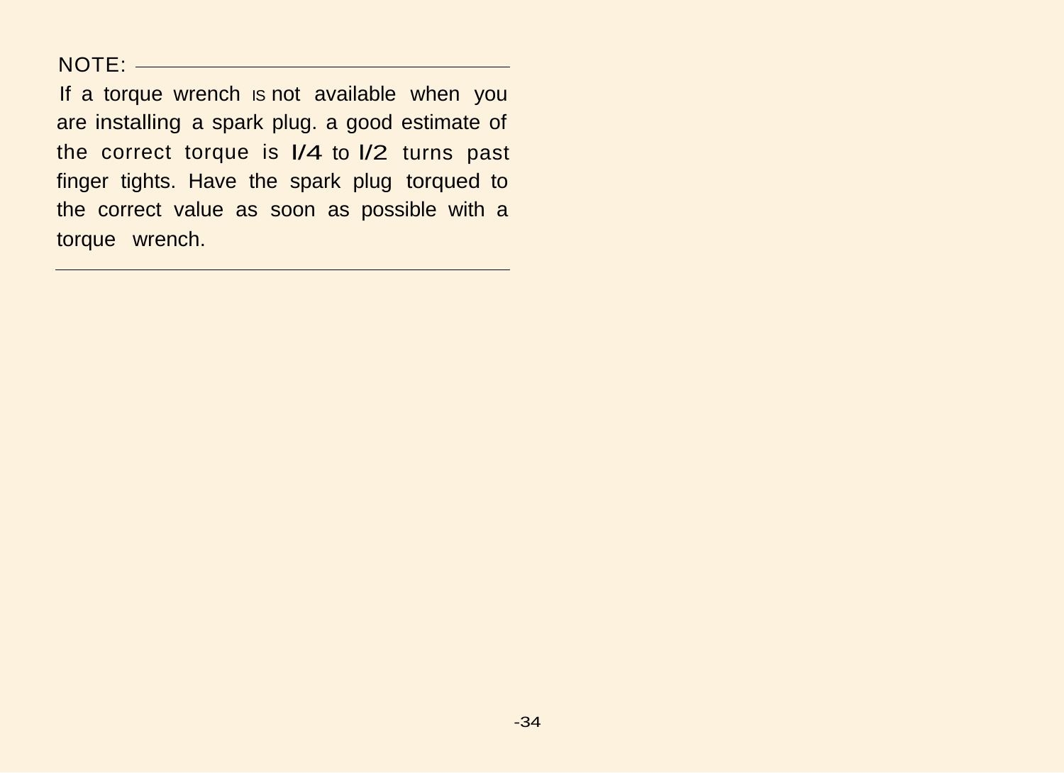NOTE:

If a torque wrench is not available when you are installing a spark plug. a good estimate of the correct torque is 1/4 to 1/2 turns past finger tights. Have the spark plug torqued to the correct value as soon as possible with a torque wrench.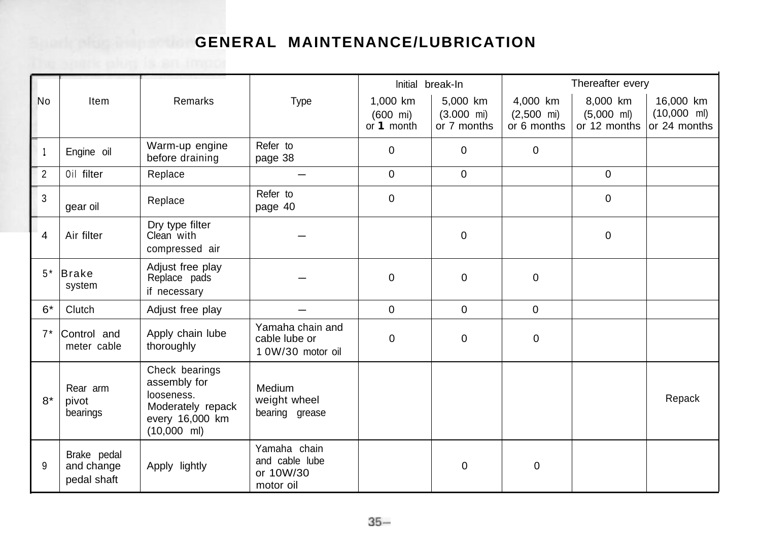# GENERAL MAINTENANCE/LUBRICATION

| No | Item | Remarks | Type | Initial break-In | | Thereafter every | | |
|---|---|---|---|---|---|---|---|---|
| | | | | 1,000 km (600 mi) or 1 month | 5,000 km (3.000 mi) or 7 months | 4,000 km (2,500 mi) or 6 months | 8,000 km (5,000 ml) or 12 months | 16,000 km (10,000 ml) or 24 months |
| 1 | Engine oil | Warm-up engine before draining | Refer to page 38 | 0 | 0 | 0 | | |
| 2 | Oil filter | Replace | — | 0 | 0 | | 0 | |
| 3 | gear oil | Replace | Refer to page 40 | 0 | | | 0 | |
| 4 | Air filter | Dry type filter Clean with compressed air | — | | 0 | | 0 | |
| 5* | Brake system | Adjust free play Replace pads if necessary | — | 0 | 0 | 0 | | |
| 6* | Clutch | Adjust free play | — | 0 | 0 | 0 | | |
| 7* | Control and meter cable | Apply chain lube thoroughly | Yamaha chain and cable lube or 10W/30 motor oil | 0 | 0 | 0 | | |
| 8* | Rear arm pivot bearings | Check bearings assembly for looseness. Moderately repack every 16,000 km (10,000 ml) | Medium weight wheel bearing grease | | | | | Repack |
| 9 | Brake pedal and change pedal shaft | Apply lightly | Yamaha chain and cable lube or 10W/30 motor oil | | 0 | 0 | | |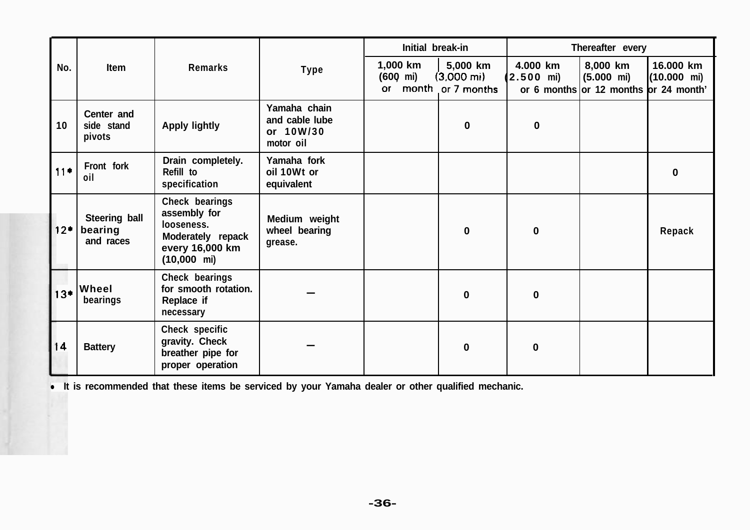| No. | Item | Remarks | Type | Initial break-in | | Thereafter every | | |
|---|---|---|---|---|---|---|---|---|
| | | | | 1,000 km (600 mi) or month | 5,000 km (3,000 mi) or 7 months | 4.000 km (2.500 mi) or 6 months | 8,000 km (5.000 mi) or 12 months | 16.000 km (10.000 mi) or 24 month' |
| 10 | Center and side stand pivots | Apply lightly | Yamaha chain and cable lube or 10W/30 motor oil | | 0 | 0 | | |
| 11* | Front fork oil | Drain completely. Refill to specification | Yamaha fork oil 10Wt or equivalent | | | | | 0 |
| 12* | Steering ball bearing and races | Check bearings assembly for looseness. Moderately repack every 16,000 km (10,000 mi) | Medium weight wheel bearing grease. | | 0 | 0 | | Repack |
| 13* | Wheel bearings | Check bearings for smooth rotation. Replace if necessary | — | | 0 | 0 | | |
| 14 | Battery | Check specific gravity. Check breather pipe for proper operation | — | | 0 | 0 | | |

* It is recommended that these items be serviced by your Yamaha dealer or other qualified mechanic.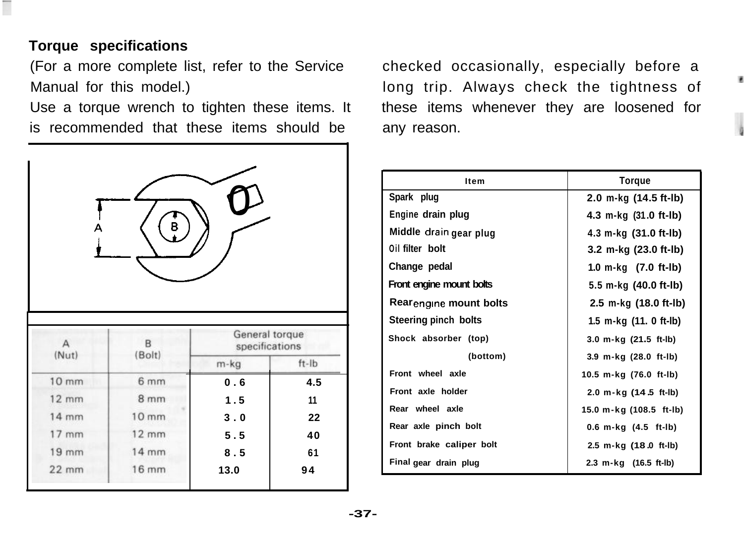## Torque specifications

(For a more complete list, refer to the Service Manual for this model.)

Use a torque wrench to tighten these items. It is recommended that these items should be checked occasionally, especially before a long trip. Always check the tightness of these items whenever they are loosened for any reason.

| A (Nut) | B (Bolt) | General torque specifications | |
|---|---|---|---|
| | | m-kg | ft-lb |
| 10 mm | 6 mm | 0.6 | 4.5 |
| 12 mm | 8 mm | 1.5 | 11 |
| 14 mm | 10 mm | 3.0 | 22 |
| 17 mm | 12 mm | 5.5 | 40 |
| 19 mm | 14 mm | 8.5 | 61 |
| 22 mm | 16 mm | 13.0 | 94 |

| Item | Torque |
|---|---|
| Spark plug | 2.0 m-kg (14.5 ft-lb) |
| Engine drain plug | 4.3 m-kg (31.0 ft-lb) |
| Middle drain gear plug | 4.3 m-kg (31.0 ft-lb) |
| Oil filter bolt | 3.2 m-kg (23.0 ft-lb) |
| Change pedal | 1.0 m-kg (7.0 ft-lb) |
| Front engine mount bolts | 5.5 m-kg (40.0 ft-lb) |
| Rear engine mount bolts | 2.5 m-kg (18.0 ft-lb) |
| Steering pinch bolts | 1.5 m-kg (11.0 ft-lb) |
| Shock absorber (top) | 3.0 m-kg (21.5 ft-lb) |
| (bottom) | 3.9 m-kg (28.0 ft-lb) |
| Front wheel axle | 10.5 m-kg (76.0 ft-lb) |
| Front axle holder | 2.0 m-kg (14.5 ft-lb) |
| Rear wheel axle | 15.0 m-kg (108.5 ft-lb) |
| Rear axle pinch bolt | 0.6 m-kg (4.5 ft-lb) |
| Front brake caliper bolt | 2.5 m-kg (18.0 ft-lb) |
| Final gear drain plug | 2.3 m-kg (16.5 ft-lb) |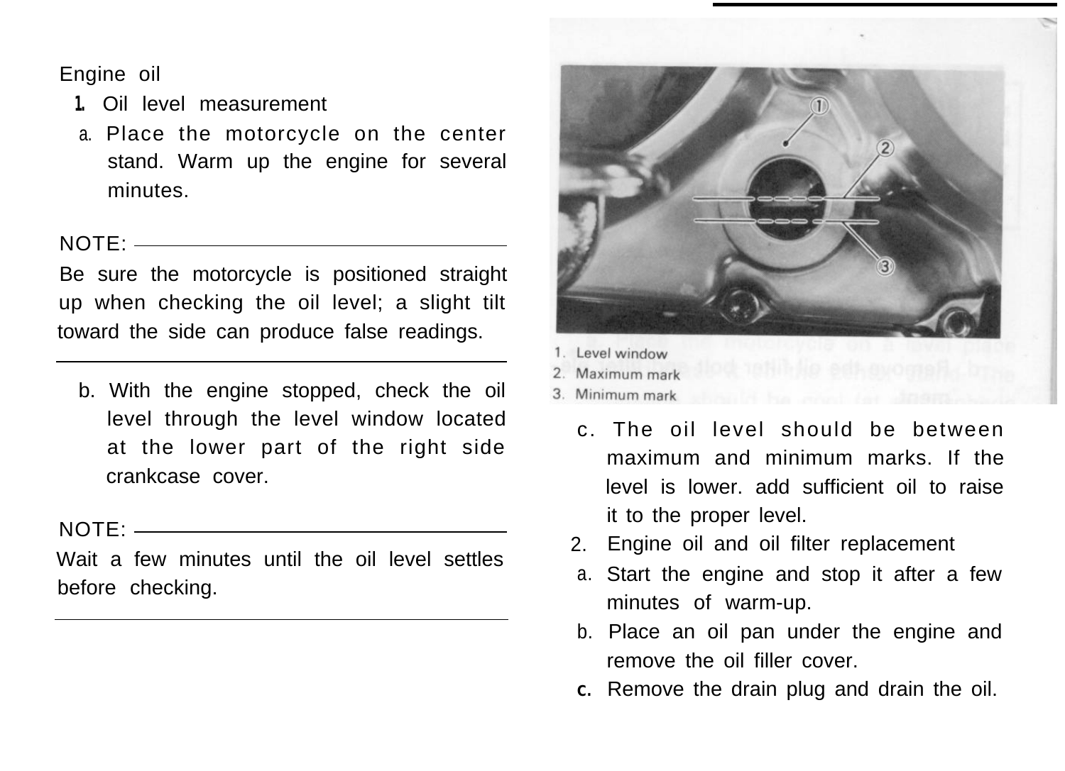## Engine oil

### 1. Oil level measurement

a. Place the motorcycle on the center stand. Warm up the engine for several minutes.

NOTE:
Be sure the motorcycle is positioned straight up when checking the oil level; a slight tilt toward the side can produce false readings.

---

b. With the engine stopped, check the oil level through the level window located at the lower part of the right side crankcase cover.

NOTE:
Wait a few minutes until the oil level settles before checking.

---

1. Level window
2. Maximum mark
3. Minimum mark

c. The oil level should be between maximum and minimum marks. If the level is lower. add sufficient oil to raise it to the proper level.

### 2. Engine oil and oil filter replacement

a. Start the engine and stop it after a few minutes of warm-up.

b. Place an oil pan under the engine and remove the oil filler cover.

c. Remove the drain plug and drain the oil.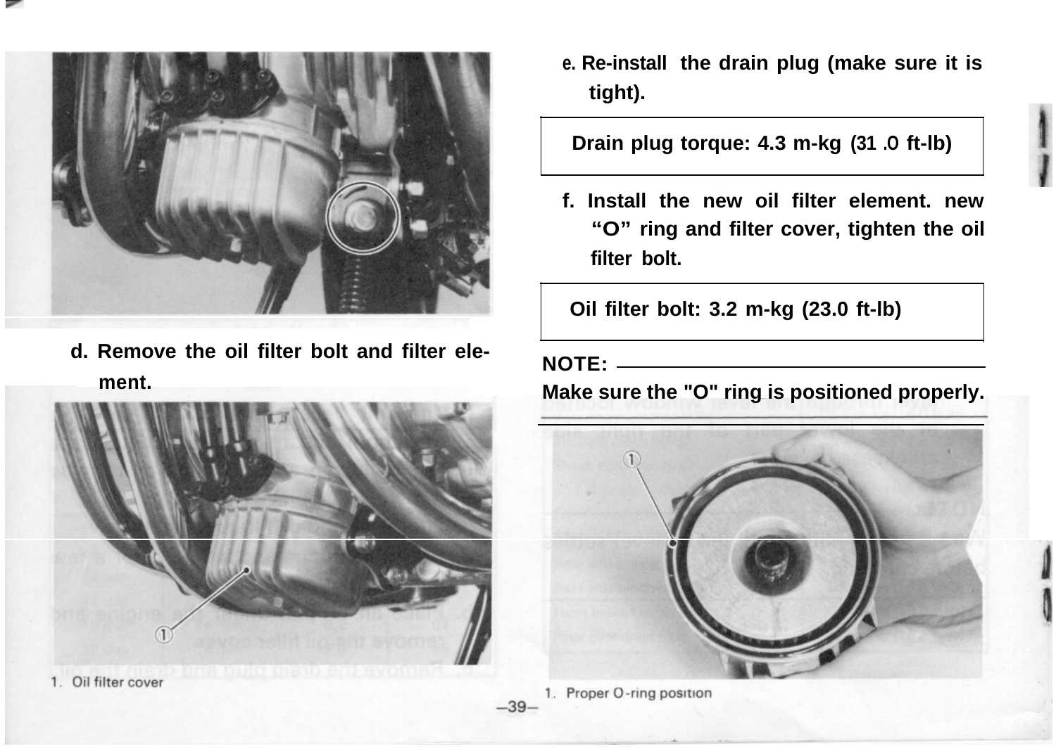d. Remove the oil filter bolt and filter element.

1. Oil filter cover

e. Re-install the drain plug (make sure it is tight).

| Drain plug torque: 4.3 m-kg (31.0 ft-lb) |
|---|

f. Install the new oil filter element. new "O" ring and filter cover, tighten the oil filter bolt.

| Oil filter bolt: 3.2 m-kg (23.0 ft-lb) |
|---|

**NOTE:**
Make sure the "O" ring is positioned properly.

1. Proper O-ring position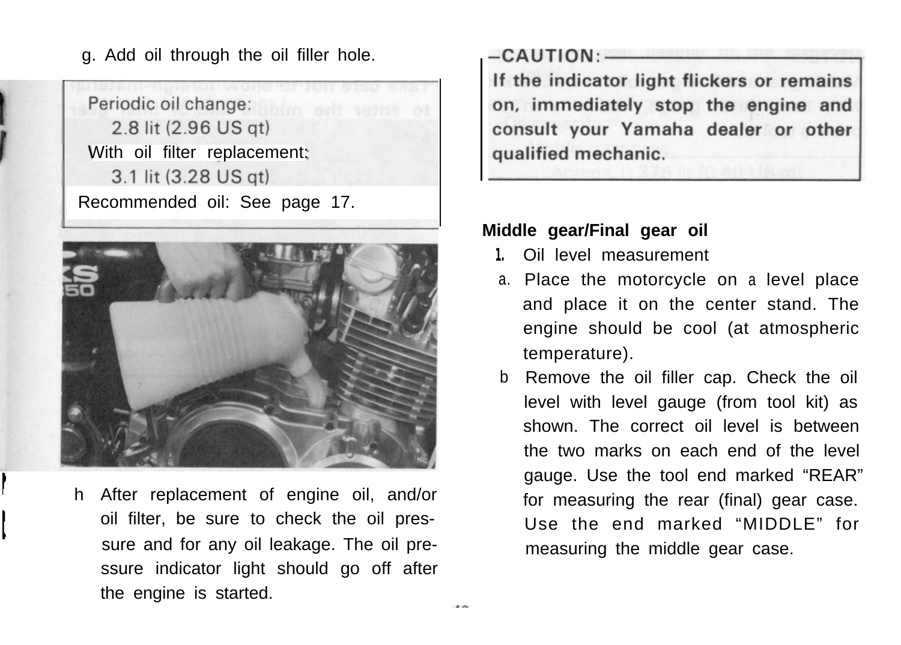g. Add oil through the oil filler hole.

Periodic oil change:
2.8 lit (2.96 US qt)
With oil filter replacement:
3.1 lit (3.28 US qt)
Recommended oil: See page 17.

h. After replacement of engine oil, and/or oil filter, be sure to check the oil pressure and for any oil leakage. The oil pressure indicator light should go off after the engine is started.

**–CAUTION:**
**If the indicator light flickers or remains on, immediately stop the engine and consult your Yamaha dealer or other qualified mechanic.**

**Middle gear/Final gear oil**

1. Oil level measurement
   a. Place the motorcycle on a level place and place it on the center stand. The engine should be cool (at atmospheric temperature).
   b. Remove the oil filler cap. Check the oil level with level gauge (from tool kit) as shown. The correct oil level is between the two marks on each end of the level gauge. Use the tool end marked "REAR" for measuring the rear (final) gear case. Use the end marked "MIDDLE" for measuring the middle gear case.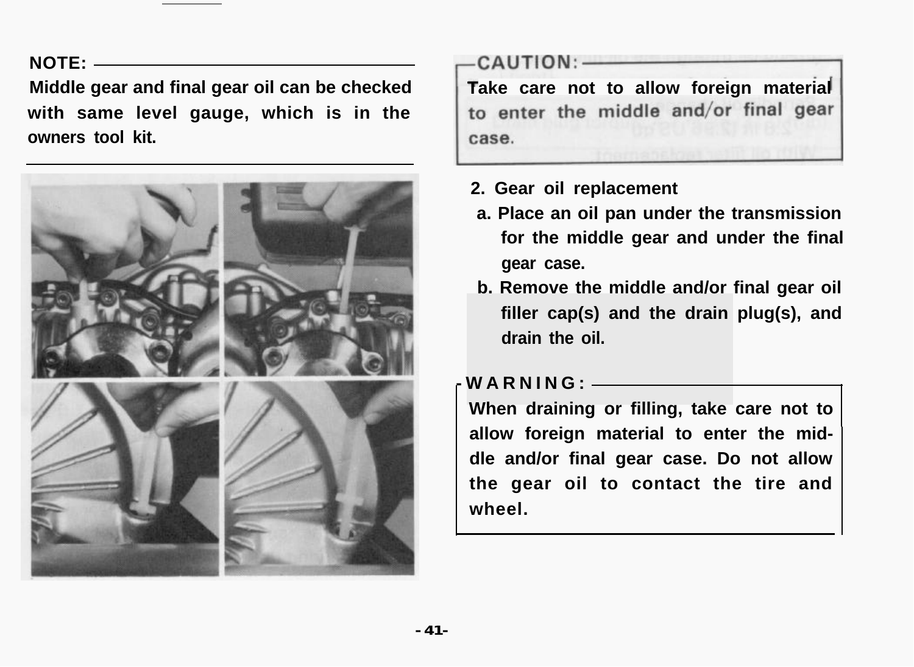**NOTE:**

Middle gear and final gear oil can be checked with same level gauge, which is in the owners tool kit.

**CAUTION:**

Take care not to allow foreign material to enter the middle and/or final gear case.

**2. Gear oil replacement**

a. Place an oil pan under the transmission for the middle gear and under the final gear case.

b. Remove the middle and/or final gear oil filler cap(s) and the drain plug(s), and drain the oil.

**WARNING:**

When draining or filling, take care not to allow foreign material to enter the middle and/or final gear case. Do not allow the gear oil to contact the tire and wheel.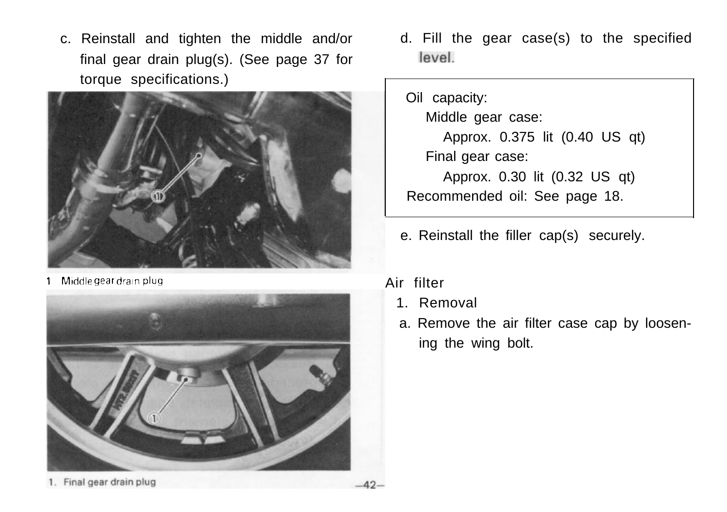c. Reinstall and tighten the middle and/or final gear drain plug(s). (See page 37 for torque specifications.)

1 Middle gear drain plug

1. Final gear drain plug

d. Fill the gear case(s) to the specified level.

Oil capacity:
- Middle gear case:
  - Approx. 0.375 lit (0.40 US qt)
- Final gear case:
  - Approx. 0.30 lit (0.32 US qt)

Recommended oil: See page 18.

e. Reinstall the filler cap(s) securely.

## Air filter

1. Removal

a. Remove the air filter case cap by loosening the wing bolt.